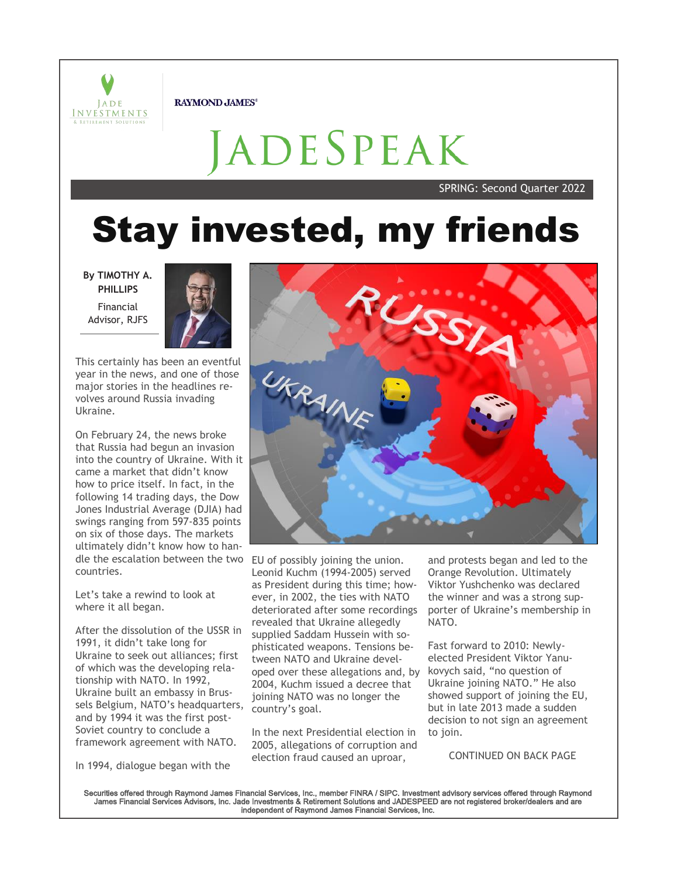RAYMOND JAMES®

# JADESPEAK

SPRING: Second Quarter 2022

# Stay invested, my friends

**By TIMOTHY A. PHILLIPS**
Financial Advisor, RJFS

This certainly has been an eventful year in the news, and one of those major stories in the headlines revolves around Russia invading Ukraine.

On February 24, the news broke that Russia had begun an invasion into the country of Ukraine. With it came a market that didn't know how to price itself. In fact, in the following 14 trading days, the Dow Jones Industrial Average (DJIA) had swings ranging from 597-835 points on six of those days. The markets ultimately didn't know how to handle the escalation between the two countries.

Let's take a rewind to look at where it all began.

After the dissolution of the USSR in 1991, it didn't take long for Ukraine to seek out alliances; first of which was the developing relationship with NATO. In 1992, Ukraine built an embassy in Brussels Belgium, NATO's headquarters, and by 1994 it was the first post-Soviet country to conclude a framework agreement with NATO.

In 1994, dialogue began with the EU of possibly joining the union. Leonid Kuchm (1994-2005) served as President during this time; however, in 2002, the ties with NATO deteriorated after some recordings revealed that Ukraine allegedly supplied Saddam Hussein with sophisticated weapons. Tensions between NATO and Ukraine developed over these allegations and, by 2004, Kuchm issued a decree that joining NATO was no longer the country's goal.

In the next Presidential election in 2005, allegations of corruption and election fraud caused an uproar, and protests began and led to the Orange Revolution. Ultimately Viktor Yushchenko was declared the winner and was a strong supporter of Ukraine's membership in NATO.

Fast forward to 2010: Newly-elected President Viktor Yanukovych said, "no question of Ukraine joining NATO." He also showed support of joining the EU, but in late 2013 made a sudden decision to not sign an agreement to join.

CONTINUED ON BACK PAGE

Securities offered through Raymond James Financial Services, Inc., member FINRA / SIPC. Investment advisory services offered through Raymond James Financial Services Advisors, Inc. Jade Investments & Retirement Solutions and JADESPEED are not registered broker/dealers and are independent of Raymond James Financial Services, Inc.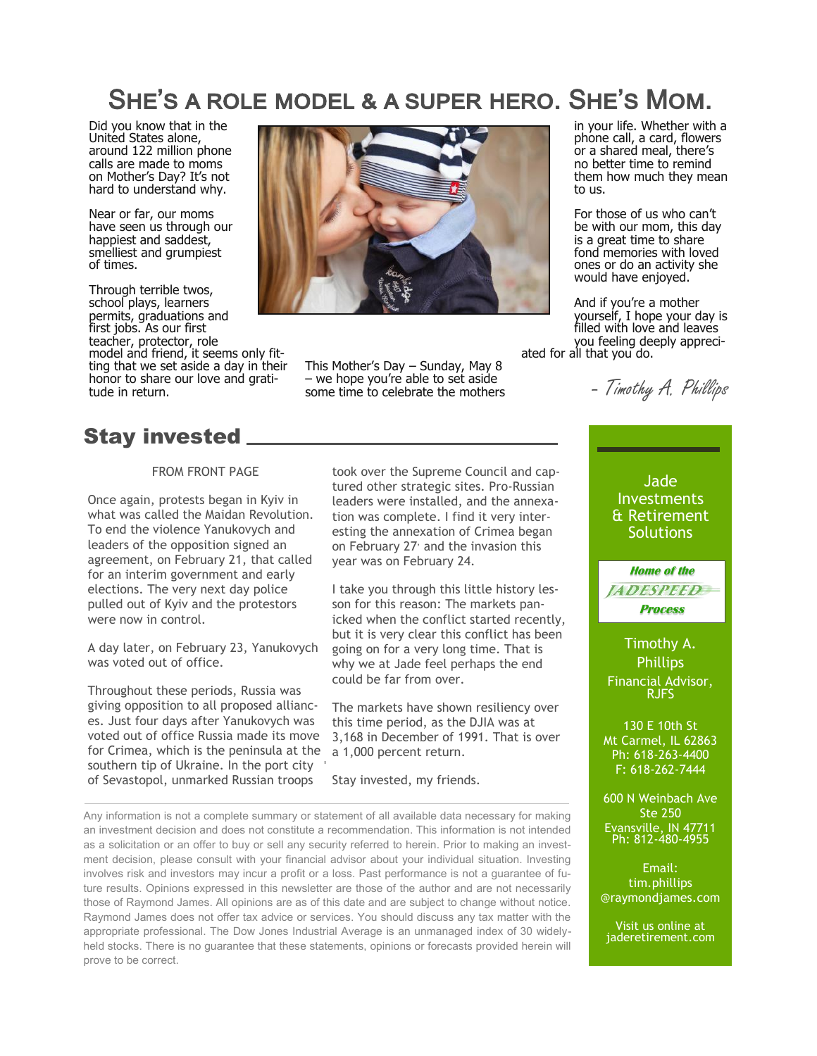# She's a role model & a super hero. She's Mom.

Did you know that in the United States alone, around 122 million phone calls are made to moms on Mother's Day? It's not hard to understand why.

Near or far, our moms have seen us through our happiest and saddest, smelliest and grumpiest of times.

Through terrible twos, school plays, learners permits, graduations and first jobs. As our first teacher, protector, role model and friend, it seems only fitting that we set aside a day in their honor to share our love and gratitude in return.

This Mother's Day – Sunday, May 8 – we hope you're able to set aside some time to celebrate the mothers in your life. Whether with a phone call, a card, flowers or a shared meal, there's no better time to remind them how much they mean to us.

For those of us who can't be with our mom, this day is a great time to share fond memories with loved ones or do an activity she would have enjoyed.

And if you're a mother yourself, I hope your day is filled with love and leaves you feeling deeply appreciated for all that you do.

*- Timothy A. Phillips*

## Stay invested

FROM FRONT PAGE

Once again, protests began in Kyiv in what was called the Maidan Revolution. To end the violence Yanukovych and leaders of the opposition signed an agreement, on February 21, that called for an interim government and early elections. The very next day police pulled out of Kyiv and the protestors were now in control.

A day later, on February 23, Yanukovych was voted out of office.

Throughout these periods, Russia was giving opposition to all proposed alliances. Just four days after Yanukovych was voted out of office Russia made its move for Crimea, which is the peninsula at the southern tip of Ukraine. In the port city of Sevastopol, unmarked Russian troops took over the Supreme Council and captured other strategic sites. Pro-Russian leaders were installed, and the annexation was complete. I find it very interesting the annexation of Crimea began on February 27, and the invasion this year was on February 24.

I take you through this little history lesson for this reason: The markets panicked when the conflict started recently, but it is very clear this conflict has been going on for a very long time. That is why we at Jade feel perhaps the end could be far from over.

The markets have shown resiliency over this time period, as the DJIA was at 3,168 in December of 1991. That is over a 1,000 percent return.

Stay invested, my friends.

Any information is not a complete summary or statement of all available data necessary for making an investment decision and does not constitute a recommendation. This information is not intended as a solicitation or an offer to buy or sell any security referred to herein. Prior to making an investment decision, please consult with your financial advisor about your individual situation. Investing involves risk and investors may incur a profit or a loss. Past performance is not a guarantee of future results. Opinions expressed in this newsletter are those of the author and are not necessarily those of Raymond James. All opinions are as of this date and are subject to change without notice. Raymond James does not offer tax advice or services. You should discuss any tax matter with the appropriate professional. The Dow Jones Industrial Average is an unmanaged index of 30 widely-held stocks. There is no guarantee that these statements, opinions or forecasts provided herein will prove to be correct.

Jade Investments & Retirement Solutions

*Home of the JADESPEED Process*

Timothy A. Phillips
Financial Advisor, RJFS

130 E 10th St
Mt Carmel, IL 62863
Ph: 618-263-4400
F: 618-262-7444

600 N Weinbach Ave
Ste 250
Evansville, IN 47711
Ph: 812-480-4955

Email:
tim.phillips@raymondjames.com

Visit us online at jaderetirement.com